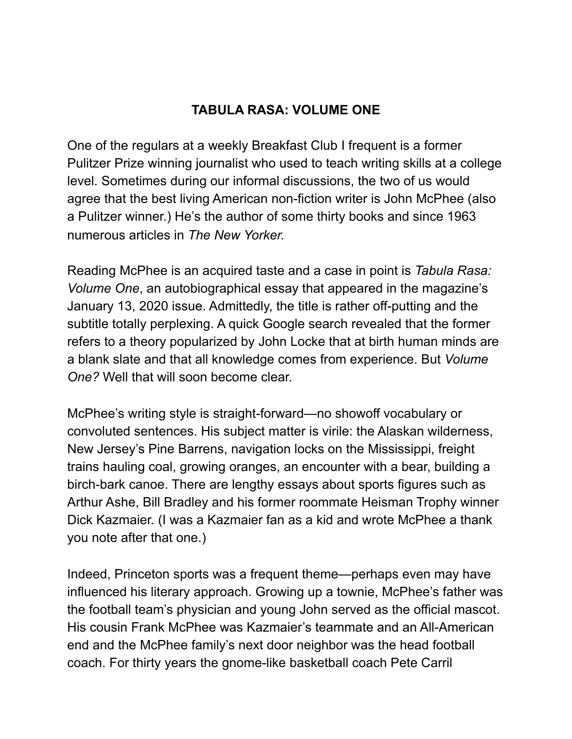# TABULA RASA: VOLUME ONE

One of the regulars at a weekly Breakfast Club I frequent is a former Pulitzer Prize winning journalist who used to teach writing skills at a college level. Sometimes during our informal discussions, the two of us would agree that the best living American non-fiction writer is John McPhee (also a Pulitzer winner.) He's the author of some thirty books and since 1963 numerous articles in *The New Yorker.*

Reading McPhee is an acquired taste and a case in point is *Tabula Rasa: Volume One*, an autobiographical essay that appeared in the magazine's January 13, 2020 issue. Admittedly, the title is rather off-putting and the subtitle totally perplexing. A quick Google search revealed that the former refers to a theory popularized by John Locke that at birth human minds are a blank slate and that all knowledge comes from experience. But *Volume One?* Well that will soon become clear.

McPhee's writing style is straight-forward—no showoff vocabulary or convoluted sentences. His subject matter is virile: the Alaskan wilderness, New Jersey's Pine Barrens, navigation locks on the Mississippi, freight trains hauling coal, growing oranges, an encounter with a bear, building a birch-bark canoe. There are lengthy essays about sports figures such as Arthur Ashe, Bill Bradley and his former roommate Heisman Trophy winner Dick Kazmaier. (I was a Kazmaier fan as a kid and wrote McPhee a thank you note after that one.)

Indeed, Princeton sports was a frequent theme—perhaps even may have influenced his literary approach. Growing up a townie, McPhee's father was the football team's physician and young John served as the official mascot. His cousin Frank McPhee was Kazmaier's teammate and an All-American end and the McPhee family's next door neighbor was the head football coach. For thirty years the gnome-like basketball coach Pete Carril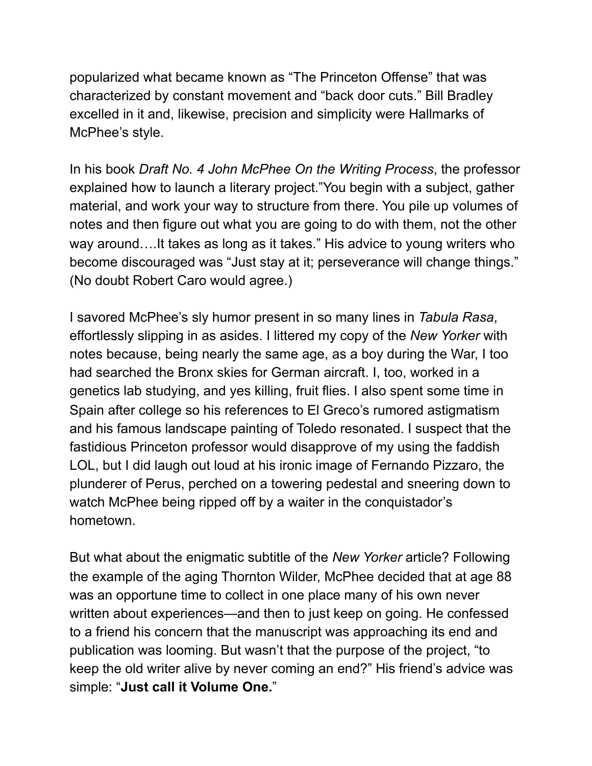popularized what became known as "The Princeton Offense" that was characterized by constant movement and "back door cuts." Bill Bradley excelled in it and, likewise, precision and simplicity were Hallmarks of McPhee's style.

In his book *Draft No. 4 John McPhee On the Writing Process*, the professor explained how to launch a literary project."You begin with a subject, gather material, and work your way to structure from there. You pile up volumes of notes and then figure out what you are going to do with them, not the other way around….It takes as long as it takes." His advice to young writers who become discouraged was "Just stay at it; perseverance will change things." (No doubt Robert Caro would agree.)

I savored McPhee's sly humor present in so many lines in *Tabula Rasa*, effortlessly slipping in as asides. I littered my copy of the *New Yorker* with notes because, being nearly the same age, as a boy during the War, I too had searched the Bronx skies for German aircraft. I, too, worked in a genetics lab studying, and yes killing, fruit flies. I also spent some time in Spain after college so his references to El Greco's rumored astigmatism and his famous landscape painting of Toledo resonated. I suspect that the fastidious Princeton professor would disapprove of my using the faddish LOL, but I did laugh out loud at his ironic image of Fernando Pizzaro, the plunderer of Perus, perched on a towering pedestal and sneering down to watch McPhee being ripped off by a waiter in the conquistador's hometown.

But what about the enigmatic subtitle of the *New Yorker* article? Following the example of the aging Thornton Wilder, McPhee decided that at age 88 was an opportune time to collect in one place many of his own never written about experiences—and then to just keep on going. He confessed to a friend his concern that the manuscript was approaching its end and publication was looming. But wasn't that the purpose of the project, "to keep the old writer alive by never coming an end?" His friend's advice was simple: "**Just call it Volume One.**"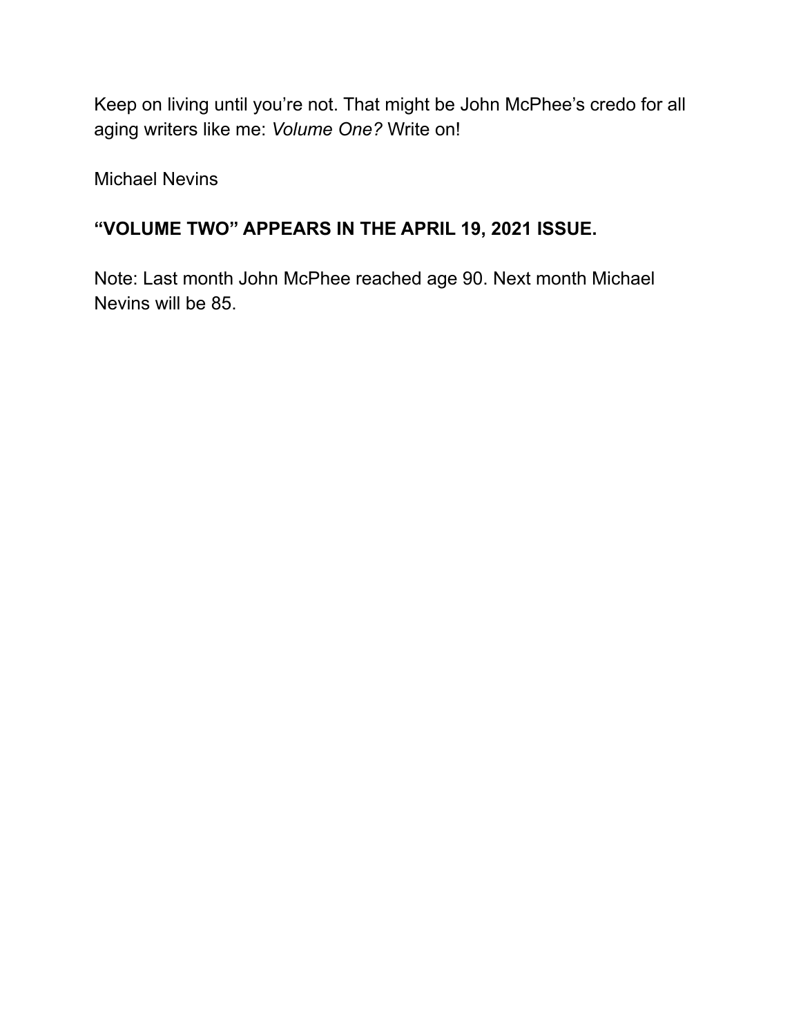Keep on living until you're not. That might be John McPhee's credo for all aging writers like me: *Volume One?* Write on!

Michael Nevins

**"VOLUME TWO" APPEARS IN THE APRIL 19, 2021 ISSUE.**

Note: Last month John McPhee reached age 90. Next month Michael Nevins will be 85.